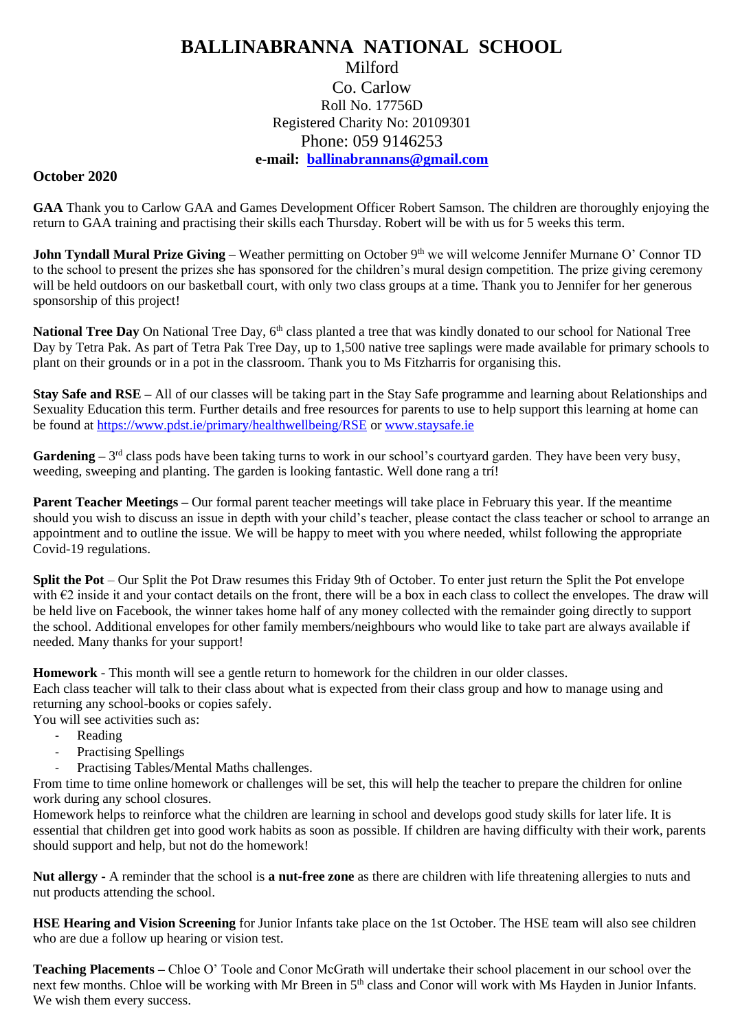# BALLINABRANNA NATIONAL SCHOOL

Milford
Co. Carlow
Roll No. 17756D
Registered Charity No: 20109301
Phone: 059 9146253
**e-mail: ballinabrannans@gmail.com**

**October 2020**

**GAA** Thank you to Carlow GAA and Games Development Officer Robert Samson. The children are thoroughly enjoying the return to GAA training and practising their skills each Thursday. Robert will be with us for 5 weeks this term.

**John Tyndall Mural Prize Giving** – Weather permitting on October 9th we will welcome Jennifer Murnane O' Connor TD to the school to present the prizes she has sponsored for the children's mural design competition. The prize giving ceremony will be held outdoors on our basketball court, with only two class groups at a time. Thank you to Jennifer for her generous sponsorship of this project!

**National Tree Day** On National Tree Day, 6th class planted a tree that was kindly donated to our school for National Tree Day by Tetra Pak. As part of Tetra Pak Tree Day, up to 1,500 native tree saplings were made available for primary schools to plant on their grounds or in a pot in the classroom. Thank you to Ms Fitzharris for organising this.

**Stay Safe and RSE** – All of our classes will be taking part in the Stay Safe programme and learning about Relationships and Sexuality Education this term. Further details and free resources for parents to use to help support this learning at home can be found at https://www.pdst.ie/primary/healthwellbeing/RSE or www.staysafe.ie

**Gardening** – 3rd class pods have been taking turns to work in our school's courtyard garden. They have been very busy, weeding, sweeping and planting. The garden is looking fantastic. Well done rang a trí!

**Parent Teacher Meetings** – Our formal parent teacher meetings will take place in February this year. If the meantime should you wish to discuss an issue in depth with your child's teacher, please contact the class teacher or school to arrange an appointment and to outline the issue. We will be happy to meet with you where needed, whilst following the appropriate Covid-19 regulations.

**Split the Pot** – Our Split the Pot Draw resumes this Friday 9th of October. To enter just return the Split the Pot envelope with €2 inside it and your contact details on the front, there will be a box in each class to collect the envelopes. The draw will be held live on Facebook, the winner takes home half of any money collected with the remainder going directly to support the school. Additional envelopes for other family members/neighbours who would like to take part are always available if needed. Many thanks for your support!

**Homework** - This month will see a gentle return to homework for the children in our older classes.
Each class teacher will talk to their class about what is expected from their class group and how to manage using and returning any school-books or copies safely.
You will see activities such as:

- Reading
- Practising Spellings
- Practising Tables/Mental Maths challenges.

From time to time online homework or challenges will be set, this will help the teacher to prepare the children for online work during any school closures.
Homework helps to reinforce what the children are learning in school and develops good study skills for later life. It is essential that children get into good work habits as soon as possible. If children are having difficulty with their work, parents should support and help, but not do the homework!

**Nut allergy** - A reminder that the school is **a nut-free zone** as there are children with life threatening allergies to nuts and nut products attending the school.

**HSE Hearing and Vision Screening** for Junior Infants take place on the 1st October. The HSE team will also see children who are due a follow up hearing or vision test.

**Teaching Placements** – Chloe O' Toole and Conor McGrath will undertake their school placement in our school over the next few months. Chloe will be working with Mr Breen in 5th class and Conor will work with Ms Hayden in Junior Infants. We wish them every success.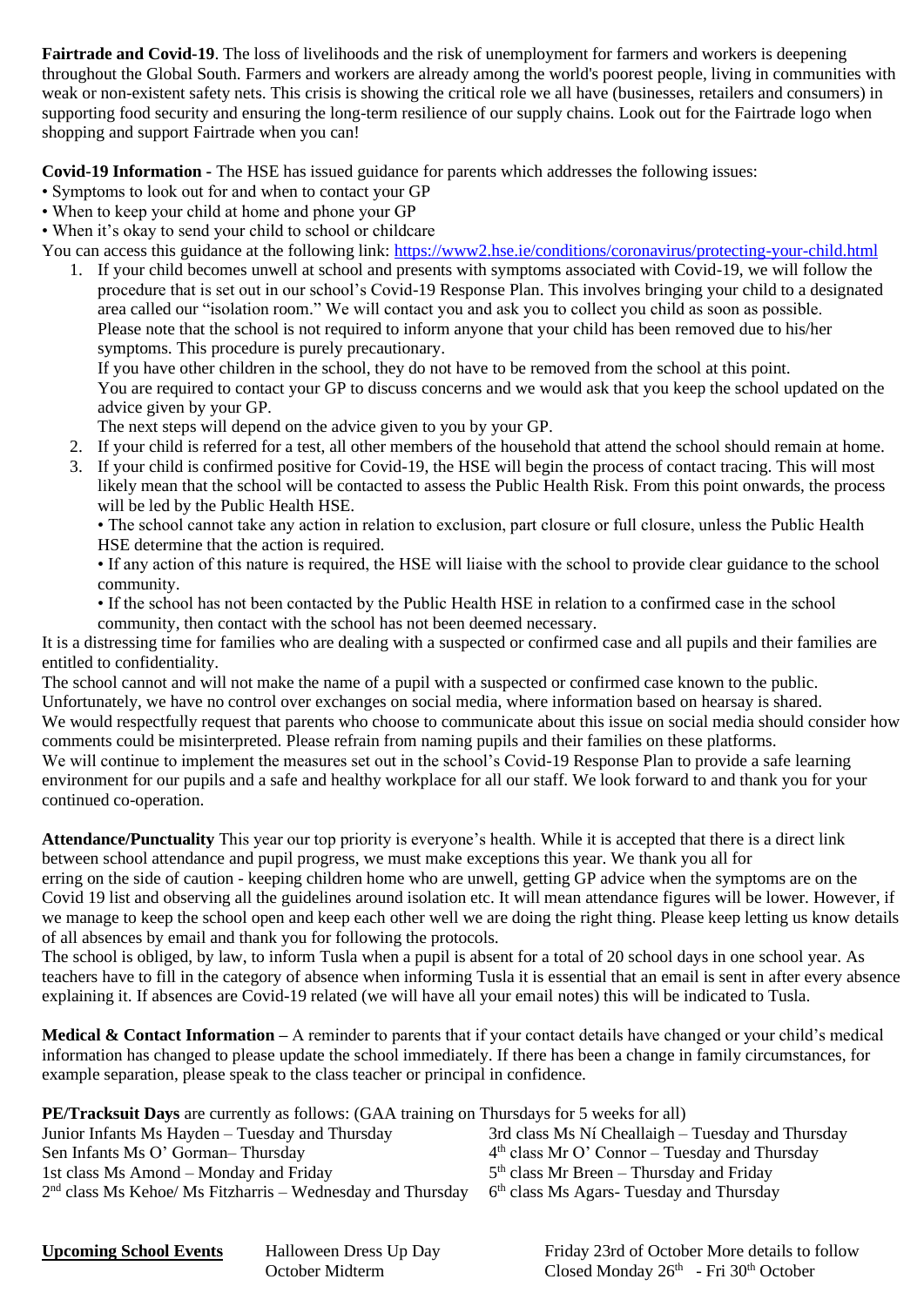**Fairtrade and Covid-19**. The loss of livelihoods and the risk of unemployment for farmers and workers is deepening throughout the Global South. Farmers and workers are already among the world's poorest people, living in communities with weak or non-existent safety nets. This crisis is showing the critical role we all have (businesses, retailers and consumers) in supporting food security and ensuring the long-term resilience of our supply chains. Look out for the Fairtrade logo when shopping and support Fairtrade when you can!

**Covid-19 Information** - The HSE has issued guidance for parents which addresses the following issues:

- Symptoms to look out for and when to contact your GP
- When to keep your child at home and phone your GP
- When it's okay to send your child to school or childcare

You can access this guidance at the following link: https://www2.hse.ie/conditions/coronavirus/protecting-your-child.html

1. If your child becomes unwell at school and presents with symptoms associated with Covid-19, we will follow the procedure that is set out in our school's Covid-19 Response Plan. This involves bringing your child to a designated area called our "isolation room." We will contact you and ask you to collect you child as soon as possible. Please note that the school is not required to inform anyone that your child has been removed due to his/her symptoms. This procedure is purely precautionary.
   If you have other children in the school, they do not have to be removed from the school at this point.
   You are required to contact your GP to discuss concerns and we would ask that you keep the school updated on the advice given by your GP.
   The next steps will depend on the advice given to you by your GP.
2. If your child is referred for a test, all other members of the household that attend the school should remain at home.
3. If your child is confirmed positive for Covid-19, the HSE will begin the process of contact tracing. This will most likely mean that the school will be contacted to assess the Public Health Risk. From this point onwards, the process will be led by the Public Health HSE.
   - The school cannot take any action in relation to exclusion, part closure or full closure, unless the Public Health HSE determine that the action is required.
   - If any action of this nature is required, the HSE will liaise with the school to provide clear guidance to the school community.
   - If the school has not been contacted by the Public Health HSE in relation to a confirmed case in the school community, then contact with the school has not been deemed necessary.

It is a distressing time for families who are dealing with a suspected or confirmed case and all pupils and their families are entitled to confidentiality.
The school cannot and will not make the name of a pupil with a suspected or confirmed case known to the public.
Unfortunately, we have no control over exchanges on social media, where information based on hearsay is shared.
We would respectfully request that parents who choose to communicate about this issue on social media should consider how comments could be misinterpreted. Please refrain from naming pupils and their families on these platforms.
We will continue to implement the measures set out in the school's Covid-19 Response Plan to provide a safe learning environment for our pupils and a safe and healthy workplace for all our staff. We look forward to and thank you for your continued co-operation.

**Attendance/Punctuality** This year our top priority is everyone's health. While it is accepted that there is a direct link between school attendance and pupil progress, we must make exceptions this year. We thank you all for erring on the side of caution - keeping children home who are unwell, getting GP advice when the symptoms are on the Covid 19 list and observing all the guidelines around isolation etc. It will mean attendance figures will be lower. However, if we manage to keep the school open and keep each other well we are doing the right thing. Please keep letting us know details of all absences by email and thank you for following the protocols.
The school is obliged, by law, to inform Tusla when a pupil is absent for a total of 20 school days in one school year. As teachers have to fill in the category of absence when informing Tusla it is essential that an email is sent in after every absence explaining it. If absences are Covid-19 related (we will have all your email notes) this will be indicated to Tusla.

**Medical & Contact Information** – A reminder to parents that if your contact details have changed or your child's medical information has changed to please update the school immediately. If there has been a change in family circumstances, for example separation, please speak to the class teacher or principal in confidence.

**PE/Tracksuit Days** are currently as follows: (GAA training on Thursdays for 5 weeks for all)

| | |
|---|---|
| Junior Infants Ms Hayden – Tuesday and Thursday | 3rd class Ms Ní Cheallaigh – Tuesday and Thursday |
| Sen Infants Ms O' Gorman– Thursday | 4th class Mr O' Connor – Tuesday and Thursday |
| 1st class Ms Amond – Monday and Friday | 5th class Mr Breen – Thursday and Friday |
| 2nd class Ms Kehoe/ Ms Fitzharris – Wednesday and Thursday | 6th class Ms Agars- Tuesday and Thursday |

**Upcoming School Events**

| | |
|---|---|
| Halloween Dress Up Day | Friday 23rd of October More details to follow |
| October Midterm | Closed Monday 26th - Fri 30th October |